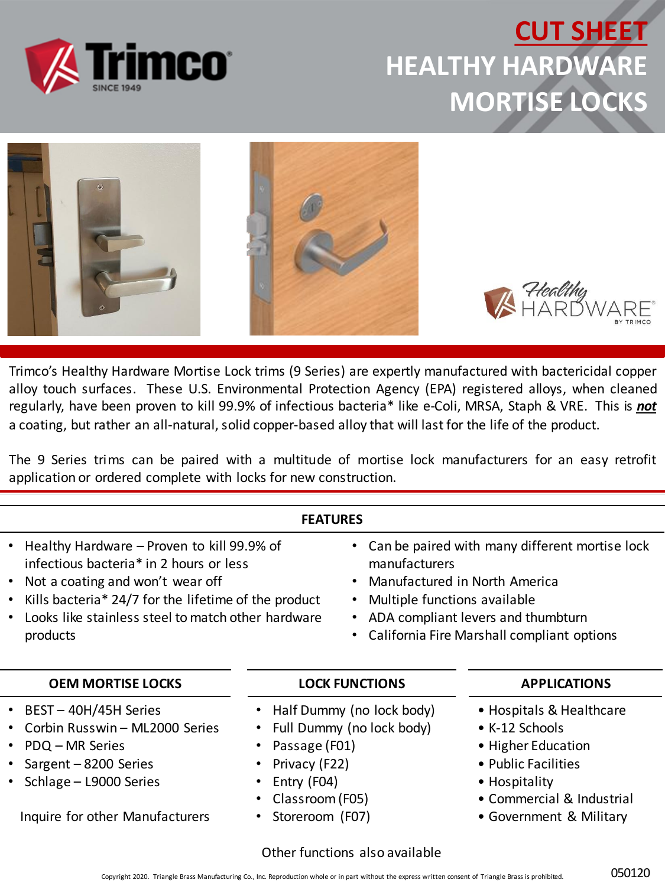# CUT SHEET

# HEALTHY HARDWARE MORTISE LOCKS

Trimco's Healthy Hardware Mortise Lock trims (9 Series) are expertly manufactured with bactericidal copper alloy touch surfaces. These U.S. Environmental Protection Agency (EPA) registered alloys, when cleaned regularly, have been proven to kill 99.9% of infectious bacteria* like e-Coli, MRSA, Staph & VRE. This is ***not*** a coating, but rather an all-natural, solid copper-based alloy that will last for the life of the product.

The 9 Series trims can be paired with a multitude of mortise lock manufacturers for an easy retrofit application or ordered complete with locks for new construction.

## FEATURES

- Healthy Hardware – Proven to kill 99.9% of infectious bacteria* in 2 hours or less
- Not a coating and won't wear off
- Kills bacteria* 24/7 for the lifetime of the product
- Looks like stainless steel to match other hardware products
- Can be paired with many different mortise lock manufacturers
- Manufactured in North America
- Multiple functions available
- ADA compliant levers and thumbturn
- California Fire Marshall compliant options

## OEM MORTISE LOCKS

- BEST – 40H/45H Series
- Corbin Russwin – ML2000 Series
- PDQ – MR Series
- Sargent – 8200 Series
- Schlage – L9000 Series

Inquire for other Manufacturers

## LOCK FUNCTIONS

- Half Dummy (no lock body)
- Full Dummy (no lock body)
- Passage (F01)
- Privacy (F22)
- Entry (F04)
- Classroom (F05)
- Storeroom (F07)

Other functions also available

## APPLICATIONS

- Hospitals & Healthcare
- K-12 Schools
- Higher Education
- Public Facilities
- Hospitality
- Commercial & Industrial
- Government & Military

Copyright 2020. Triangle Brass Manufacturing Co., Inc. Reproduction whole or in part without the express written consent of Triangle Brass is prohibited.

050120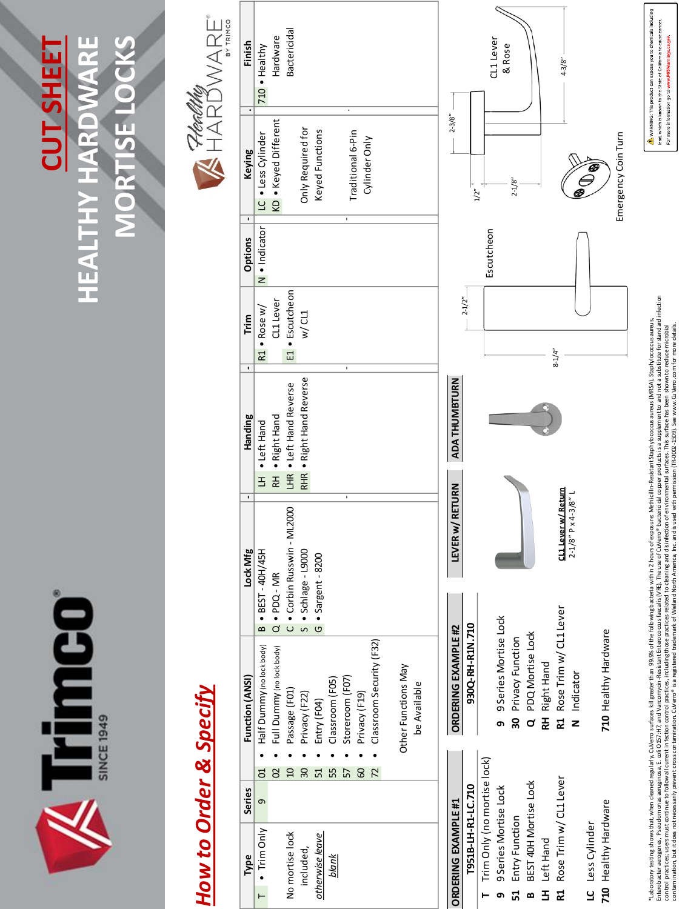# CUT SHEET

## HEALTHY HARDWARE MORTISE LOCKS

Trimco® SINCE 1949

Healthy HARDWARE® BY TRIMCO

## How to Order & Specify

| Type | Series | Function (ANSI) | Lock Mfg | Handing | Trim | Options | Keying | Finish |
|---|---|---|---|---|---|---|---|---|
| T • Trim Only | 9 | 01 • Half Dummy (no lock body) | B • BEST - 40H/45H | LH • Left Hand | R1 • Rose w/ CL1 Lever | N • Indicator | LC • Less Cylinder | 710 • Healthy Hardware Bactericidal |
| No mortise lock included, *otherwise leave blank* | | 02 • Full Dummy (no lock body) | Q • PDQ - MR | RH • Right Hand | E1 • Escutcheon w/ CL1 | | KD • Keyed Different | |
| | | 10 • Passage (F01) | C • Corbin Russwin - ML2000 | LHR • Left Hand Reverse | | | Only Required for Keyed Functions | |
| | | 30 • Privacy (F22) | S • Schlage - L9000 | RHR • Right Hand Reverse | | | Traditional 6-Pin Cylinder Only | |
| | | 51 • Entry (F04) | G • Sargent - 8200 | | | | | |
| | | 55 • Classroom (F05) | | | | | | |
| | | 57 • Storeroom (F07) | | | | | | |
| | | 60 • Privacy (F19) | | | | | | |
| | | 72 • Classroom Security (F32) | | | | | | |
| | | Other Functions May be Available | | | | | | |

### ORDERING EXAMPLE #1

**T951B-LH-R1-LC.710**

- **T** Trim Only (no mortise lock)
- **9** 9 Series Mortise Lock
- **51** Entry Function
- **B** BEST 40H Mortise Lock
- **LH** Left Hand
- **R1** Rose Trim w/ CL1 Lever
- **LC** Less Cylinder
- **710** Healthy Hardware

### ORDERING EXAMPLE #2

**930Q-RH-R1N.710**

- **9** 9 Series Mortise Lock
- **30** Privacy Function
- **Q** PDQ Mortise Lock
- **RH** Right Hand
- **R1** Rose Trim w/ CL1 Lever
- **N** Indicator
- **710** Healthy Hardware

### LEVER w/ RETURN

CL1 Lever w/ Return
2-1/8" P x 4-3/8" L

### ADA THUMBTURN

Escutcheon
2-1/2"
8-1/4"

Emergency Coin Turn

CL1 Lever & Rose
2-3/8"
1/2"
2-1/8"
4-3/8"

⚠ WARNING: This product can expose you to chemicals including lead, which is known to the State of California to cause cancer. For more information go to www.P65Warnings.ca.gov.

*Laboratory testing shows that, when cleaned regularly, CuVerro surfaces kill greater than 99.9% of the following bacteria within 2 hours of exposure: Methicillin-Resistant Staphylococcus aureus (MRSA), Staphylococcus aureus, Enterobacter aerogenes, Pseudomonas aeruginosa, E. coli O157:H7, and Vancomycin-Resistant Enterococcus faecalis (VRE). The use of CuVerro® bactericidal copper products is a supplement to and not a substitute for standard infection control practices; users must continue to follow all current infection control practices, including those practices related to cleaning and disinfection of environmental surfaces. This surface has been shown to reduce microbial contamination, but it does not necessarily prevent cross contamination. CuVerro® is a registered trademark of Wieland North America, Inc. and is used with permission (TR-0002-1509). See www.CuVerro.com for more details.